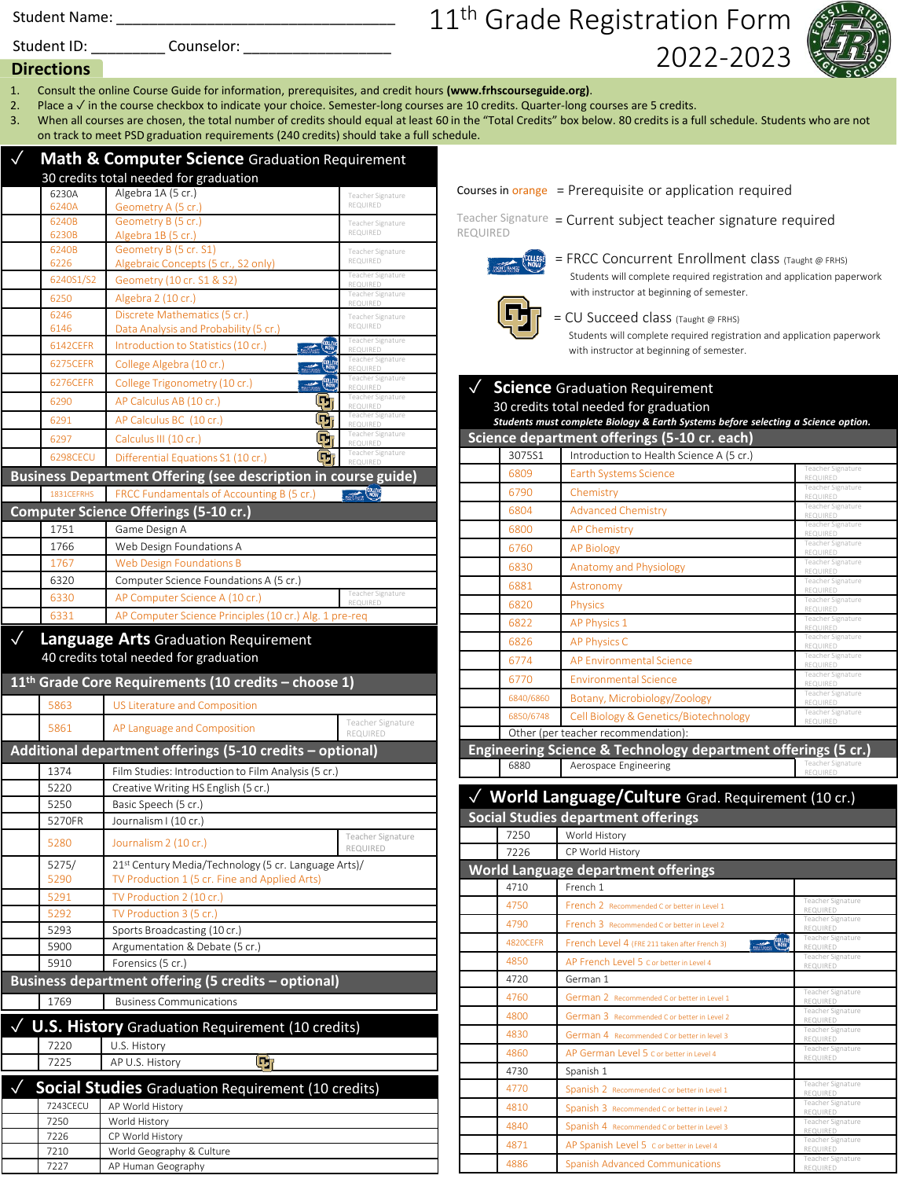Student Name: ___________________________________

Student ID: _________ Counselor: __________________

# 11th Grade Registration Form 2022-2023

## Directions

1. Consult the online Course Guide for information, prerequisites, and credit hours **(www.frhscourseguide.org)**.
2. Place a ✓ in the course checkbox to indicate your choice. Semester-long courses are 10 credits. Quarter-long courses are 5 credits.
3. When all courses are chosen, the total number of credits should equal at least 60 in the "Total Credits" box below. 80 credits is a full schedule. Students who are not on track to meet PSD graduation requirements (240 credits) should take a full schedule.

Courses in orange = Prerequisite or application required

Teacher Signature REQUIRED = Current subject teacher signature required

FRCC College Now = FRCC Concurrent Enrollment class (Taught @ FRHS) Students will complete required registration and application paperwork with instructor at beginning of semester.

CU = CU Succeed class (Taught @ FRHS) Students will complete required registration and application paperwork with instructor at beginning of semester.

## ✓ Math & Computer Science Graduation Requirement

30 credits total needed for graduation

| ✓ | Code | Course | Signature |
|---|---|---|---|
| | 6230A / 6240A | Algebra 1A (5 cr.) / Geometry A (5 cr.) | Teacher Signature REQUIRED |
| | 6240B / 6230B | Geometry B (5 cr.) / Algebra 1B (5 cr.) | Teacher Signature REQUIRED |
| | 6240B / 6226 | Geometry B (5 cr. S1) / Algebraic Concepts (5 cr., S2 only) | Teacher Signature REQUIRED |
| | 6240S1/S2 | Geometry (10 cr. S1 & S2) | Teacher Signature REQUIRED |
| | 6250 | Algebra 2 (10 cr.) | Teacher Signature REQUIRED |
| | 6246 / 6146 | Discrete Mathematics (5 cr.) / Data Analysis and Probability (5 cr.) | Teacher Signature REQUIRED |
| | 6142CEFR | Introduction to Statistics (10 cr.) (FRCC) | Teacher Signature REQUIRED |
| | 6275CEFR | College Algebra (10 cr.) (FRCC) | Teacher Signature REQUIRED |
| | 6276CEFR | College Trigonometry (10 cr.) (FRCC) | Teacher Signature REQUIRED |
| | 6290 | AP Calculus AB (10 cr.) (CU) | Teacher Signature REQUIRED |
| | 6291 | AP Calculus BC (10 cr.) (CU) | Teacher Signature REQUIRED |
| | 6297 | Calculus III (10 cr.) (CU) | Teacher Signature REQUIRED |
| | 6298CECU | Differential Equations S1 (10 cr.) (CU) | Teacher Signature REQUIRED |

### Business Department Offering (see description in course guide)

| ✓ | Code | Course |
|---|---|---|
| | 1831CEFRHS | FRCC Fundamentals of Accounting B (5 cr.) (FRCC) |

### Computer Science Offerings (5-10 cr.)

| ✓ | Code | Course | Signature |
|---|---|---|---|
| | 1751 | Game Design A | |
| | 1766 | Web Design Foundations A | |
| | 1767 | Web Design Foundations B | |
| | 6320 | Computer Science Foundations A (5 cr.) | |
| | 6330 | AP Computer Science A (10 cr.) | Teacher Signature REQUIRED |
| | 6331 | AP Computer Science Principles (10 cr.) Alg. 1 pre-req | |

## ✓ Language Arts Graduation Requirement

40 credits total needed for graduation

### 11th Grade Core Requirements (10 credits – choose 1)

| ✓ | Code | Course | Signature |
|---|---|---|---|
| | 5863 | US Literature and Composition | |
| | 5861 | AP Language and Composition | Teacher Signature REQUIRED |

### Additional department offerings (5-10 credits – optional)

| ✓ | Code | Course | Signature |
|---|---|---|---|
| | 1374 | Film Studies: Introduction to Film Analysis (5 cr.) | |
| | 5220 | Creative Writing HS English (5 cr.) | |
| | 5250 | Basic Speech (5 cr.) | |
| | 5270FR | Journalism I (10 cr.) | |
| | 5280 | Journalism 2 (10 cr.) | Teacher Signature REQUIRED |
| | 5275/ 5290 | 21st Century Media/Technology (5 cr. Language Arts)/ TV Production 1 (5 cr. Fine and Applied Arts) | |
| | 5291 | TV Production 2 (10 cr.) | |
| | 5292 | TV Production 3 (5 cr.) | |
| | 5293 | Sports Broadcasting (10 cr.) | |
| | 5900 | Argumentation & Debate (5 cr.) | |
| | 5910 | Forensics (5 cr.) | |

### Business department offering (5 credits – optional)

| ✓ | Code | Course |
|---|---|---|
| | 1769 | Business Communications |

## ✓ U.S. History Graduation Requirement (10 credits)

| ✓ | Code | Course |
|---|---|---|
| | 7220 | U.S. History |
| | 7225 | AP U.S. History (CU) |

## ✓ Social Studies Graduation Requirement (10 credits)

| ✓ | Code | Course |
|---|---|---|
| | 7243CECU | AP World History |
| | 7250 | World History |
| | 7226 | CP World History |
| | 7210 | World Geography & Culture |
| | 7227 | AP Human Geography |

## ✓ Science Graduation Requirement

30 credits total needed for graduation

***Students must complete Biology & Earth Systems before selecting a Science option.***

### Science department offerings (5-10 cr. each)

| ✓ | Code | Course | Signature |
|---|---|---|---|
| | 3075S1 | Introduction to Health Science A (5 cr.) | |
| | 6809 | Earth Systems Science | Teacher Signature REQUIRED |
| | 6790 | Chemistry | Teacher Signature REQUIRED |
| | 6804 | Advanced Chemistry | Teacher Signature REQUIRED |
| | 6800 | AP Chemistry | Teacher Signature REQUIRED |
| | 6760 | AP Biology | Teacher Signature REQUIRED |
| | 6830 | Anatomy and Physiology | Teacher Signature REQUIRED |
| | 6881 | Astronomy | Teacher Signature REQUIRED |
| | 6820 | Physics | Teacher Signature REQUIRED |
| | 6822 | AP Physics 1 | Teacher Signature REQUIRED |
| | 6826 | AP Physics C | Teacher Signature REQUIRED |
| | 6774 | AP Environmental Science | Teacher Signature REQUIRED |
| | 6770 | Environmental Science | Teacher Signature REQUIRED |
| | 6840/6860 | Botany, Microbiology/Zoology | Teacher Signature REQUIRED |
| | 6850/6748 | Cell Biology & Genetics/Biotechnology | Teacher Signature REQUIRED |
| | | Other (per teacher recommendation): | |

### Engineering Science & Technology department offerings (5 cr.)

| ✓ | Code | Course | Signature |
|---|---|---|---|
| | 6880 | Aerospace Engineering | Teacher Signature REQUIRED |

## ✓ World Language/Culture Grad. Requirement (10 cr.)

### Social Studies department offerings

| ✓ | Code | Course |
|---|---|---|
| | 7250 | World History |
| | 7226 | CP World History |

### World Language department offerings

| ✓ | Code | Course | Signature |
|---|---|---|---|
| | 4710 | French 1 | |
| | 4750 | French 2 Recommended C or better in Level 1 | Teacher Signature REQUIRED |
| | 4790 | French 3 Recommended C or better in Level 2 | Teacher Signature REQUIRED |
| | 4820CEFR | French Level 4 (FRE 211 taken after French 3) (FRCC) | Teacher Signature REQUIRED |
| | 4850 | AP French Level 5 C or better in Level 4 | Teacher Signature REQUIRED |
| | 4720 | German 1 | |
| | 4760 | German 2 Recommended C or better in Level 1 | Teacher Signature REQUIRED |
| | 4800 | German 3 Recommended C or better in Level 2 | Teacher Signature REQUIRED |
| | 4830 | German 4 Recommended C or better in level 3 | Teacher Signature REQUIRED |
| | 4860 | AP German Level 5 C or better in Level 4 | Teacher Signature REQUIRED |
| | 4730 | Spanish 1 | |
| | 4770 | Spanish 2 Recommended C or better in Level 1 | Teacher Signature REQUIRED |
| | 4810 | Spanish 3 Recommended C or better in Level 2 | Teacher Signature REQUIRED |
| | 4840 | Spanish 4 Recommended C or better in Level 3 | Teacher Signature REQUIRED |
| | 4871 | AP Spanish Level 5 C or better in Level 4 | Teacher Signature REQUIRED |
| | 4886 | Spanish Advanced Communications | Teacher Signature REQUIRED |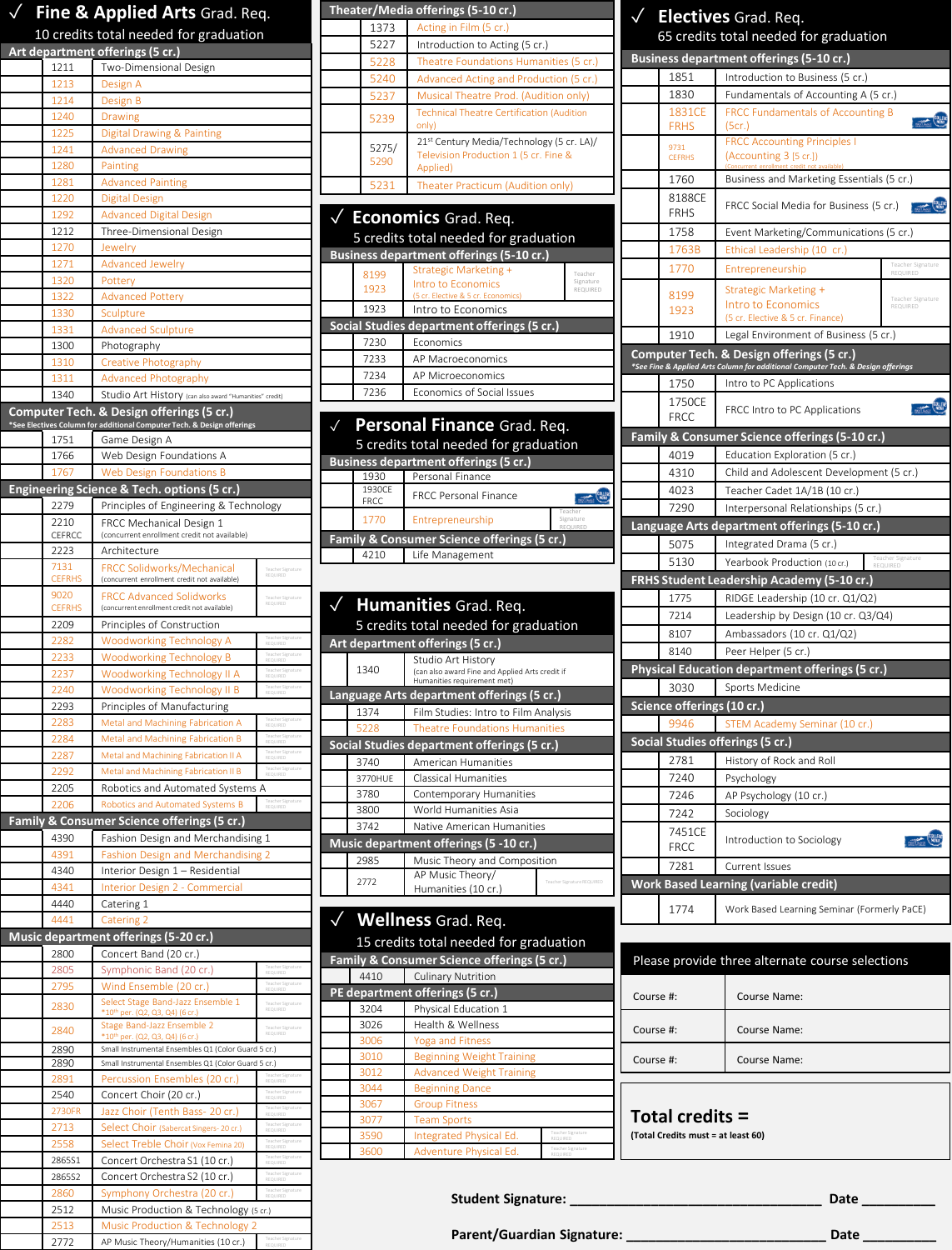## ✓ Fine & Applied Arts Grad. Req.

10 credits total needed for graduation

| | | |
|---|---|---|
| **Art department offerings (5 cr.)** | | |
| | 1211 | Two-Dimensional Design |
| | 1213 | Design A |
| | 1214 | Design B |
| | 1240 | Drawing |
| | 1225 | Digital Drawing & Painting |
| | 1241 | Advanced Drawing |
| | 1280 | Painting |
| | 1281 | Advanced Painting |
| | 1220 | Digital Design |
| | 1292 | Advanced Digital Design |
| | 1212 | Three-Dimensional Design |
| | 1270 | Jewelry |
| | 1271 | Advanced Jewelry |
| | 1320 | Pottery |
| | 1322 | Advanced Pottery |
| | 1330 | Sculpture |
| | 1331 | Advanced Sculpture |
| | 1300 | Photography |
| | 1310 | Creative Photography |
| | 1311 | Advanced Photography |
| | 1340 | Studio Art History (can also award "Humanities" credit) |
| **Computer Tech. & Design offerings (5 cr.)** *See Electives Column for additional Computer Tech. & Design offerings | | |
| | 1751 | Game Design A |
| | 1766 | Web Design Foundations A |
| | 1767 | Web Design Foundations B |
| **Engineering Science & Tech. options (5 cr.)** | | |
| | 2279 | Principles of Engineering & Technology |
| | 2210 CEFRCC | FRCC Mechanical Design 1 (concurrent enrollment credit not available) |
| | 2223 | Architecture |
| | 7131 CEFRHS | FRCC Solidworks/Mechanical (concurrent enrollment credit not available) — Teacher Signature REQUIRED |
| | 9020 CEFRHS | FRCC Advanced Solidworks (concurrent enrollment credit not available) — Teacher Signature REQUIRED |
| | 2209 | Principles of Construction |
| | 2282 | Woodworking Technology A — Teacher Signature REQUIRED |
| | 2233 | Woodworking Technology B — Teacher Signature REQUIRED |
| | 2237 | Woodworking Technology II A — Teacher Signature REQUIRED |
| | 2240 | Woodworking Technology II B — Teacher Signature REQUIRED |
| | 2293 | Principles of Manufacturing |
| | 2283 | Metal and Machining Fabrication A — Teacher Signature REQUIRED |
| | 2284 | Metal and Machining Fabrication B — Teacher Signature REQUIRED |
| | 2287 | Metal and Machining Fabrication II A — Teacher Signature REQUIRED |
| | 2292 | Metal and Machining Fabrication II B — Teacher Signature REQUIRED |
| | 2205 | Robotics and Automated Systems A |
| | 2206 | Robotics and Automated Systems B — Teacher Signature REQUIRED |
| **Family & Consumer Science offerings (5 cr.)** | | |
| | 4390 | Fashion Design and Merchandising 1 |
| | 4391 | Fashion Design and Merchandising 2 |
| | 4340 | Interior Design 1 – Residential |
| | 4341 | Interior Design 2 - Commercial |
| | 4440 | Catering 1 |
| | 4441 | Catering 2 |
| **Music department offerings (5-20 cr.)** | | |
| | 2800 | Concert Band (20 cr.) |
| | 2805 | Symphonic Band (20 cr.) — Teacher Signature REQUIRED |
| | 2795 | Wind Ensemble (20 cr.) — Teacher Signature REQUIRED |
| | 2830 | Select Stage Band-Jazz Ensemble 1 *10th per. (Q2, Q3, Q4) (6 cr.) — Teacher Signature REQUIRED |
| | 2840 | Stage Band-Jazz Ensemble 2 *10th per. (Q2, Q3, Q4) (6 cr.) — Teacher Signature REQUIRED |
| | 2890 | Small Instrumental Ensembles Q1 (Color Guard 5 cr.) |
| | 2890 | Small Instrumental Ensembles Q1 (Color Guard 5 cr.) |
| | 2891 | Percussion Ensemble (20 cr.) — Teacher Signature REQUIRED |
| | 2540 | Concert Choir (20 cr.) — Teacher Signature REQUIRED |
| | 2730FR | Jazz Choir (Tenth Bass- 20 cr.) — Teacher Signature REQUIRED |
| | 2713 | Select Choir (Sabercat Singers- 20 cr.) — Teacher Signature REQUIRED |
| | 2558 | Select Treble Choir (Vox Femina 20) — Teacher Signature REQUIRED |
| | 2865S1 | Concert Orchestra S1 (10 cr.) — Teacher Signature REQUIRED |
| | 2865S2 | Concert Orchestra S2 (10 cr.) — Teacher Signature REQUIRED |
| | 2860 | Symphony Orchestra (20 cr.) — Teacher Signature REQUIRED |
| | 2512 | Music Production & Technology (5 cr.) |
| | 2513 | Music Production & Technology 2 |
| | 2772 | AP Music Theory/Humanities (10 cr.) — Teacher Signature REQUIRED |
| **Theater/Media offerings (5-10 cr.)** | | |
| | 1373 | Acting in Film (5 cr.) |
| | 5227 | Introduction to Acting (5 cr.) |
| | 5228 | Theatre Foundations Humanities (5 cr.) |
| | 5240 | Advanced Acting and Production (5 cr.) |
| | 5237 | Musical Theatre Prod. (Audition only) |
| | 5239 | Technical Theatre Certification (Audition only) |
| | 5275/ 5290 | 21st Century Media/Technology (5 cr. LA)/ Television Production 1 (5 cr. Fine & Applied) |
| | 5231 | Theater Practicum (Audition only) |

## ✓ Economics Grad. Req.

5 credits total needed for graduation

| | | |
|---|---|---|
| **Business department offerings (5-10 cr.)** | | |
| | 8199 1923 | Strategic Marketing + Intro to Economics (5 cr. Elective & 5 cr. Economics) — Teacher Signature REQUIRED |
| | 1923 | Intro to Economics |
| **Social Studies department offerings (5 cr.)** | | |
| | 7230 | Economics |
| | 7233 | AP Macroeconomics |
| | 7234 | AP Microeconomics |
| | 7236 | Economics of Social Issues |

## ✓ Personal Finance Grad. Req.

5 credits total needed for graduation

| | | |
|---|---|---|
| **Business department offerings (5 cr.)** | | |
| | 1930 | Personal Finance |
| | 1930CE FRCC | FRCC Personal Finance |
| | 1770 | Entrepreneurship — Teacher Signature REQUIRED |
| **Family & Consumer Science offerings (5 cr.)** | | |
| | 4210 | Life Management |

## ✓ Humanities Grad. Req.

5 credits total needed for graduation

| | | |
|---|---|---|
| **Art department offerings (5 cr.)** | | |
| | 1340 | Studio Art History (can also award Fine and Applied Arts credit if Humanities requirement met) |
| **Language Arts department offerings (5 cr.)** | | |
| | 1374 | Film Studies: Intro to Film Analysis |
| | 5228 | Theatre Foundations Humanities |
| **Social Studies department offerings (5 cr.)** | | |
| | 3740 | American Humanities |
| | 3770HUE | Classical Humanities |
| | 3780 | Contemporary Humanities |
| | 3800 | World Humanities Asia |
| | 3742 | Native American Humanities |
| **Music department offerings (5 -10 cr.)** | | |
| | 2985 | Music Theory and Composition |
| | 2772 | AP Music Theory/ Humanities (10 cr.) — Teacher Signature REQUIRED |

## ✓ Wellness Grad. Req.

15 credits total needed for graduation

| | | |
|---|---|---|
| **Family & Consumer Science offerings (5 cr.)** | | |
| | 4410 | Culinary Nutrition |
| **PE department offerings (5 cr.)** | | |
| | 3204 | Physical Education 1 |
| | 3026 | Health & Wellness |
| | 3006 | Yoga and Fitness |
| | 3010 | Beginning Weight Training |
| | 3012 | Advanced Weight Training |
| | 3044 | Beginning Dance |
| | 3067 | Group Fitness |
| | 3077 | Team Sports |
| | 3590 | Integrated Physical Ed. — Teacher Signature REQUIRED |
| | 3600 | Adventure Physical Ed. — Teacher Signature REQUIRED |

## ✓ Electives Grad. Req.

65 credits total needed for graduation

| | | |
|---|---|---|
| **Business department offerings (5-10 cr.)** | | |
| | 1851 | Introduction to Business (5 cr.) |
| | 1830 | Fundamentals of Accounting A (5 cr.) |
| | 1831CE FRHS | FRCC Fundamentals of Accounting B (5cr.) |
| | 9731 CEFRHS | FRCC Accounting Principles I (Accounting 3 [5 cr.]) (Concurrent enrollment credit not available) |
| | 1760 | Business and Marketing Essentials (5 cr.) |
| | 8188CE FRHS | FRCC Social Media for Business (5 cr.) |
| | 1758 | Event Marketing/Communications (5 cr.) |
| | 1763B | Ethical Leadership (10 cr.) |
| | 1770 | Entrepreneurship — Teacher Signature REQUIRED |
| | 8199 1923 | Strategic Marketing + Intro to Economics (5 cr. Elective & 5 cr. Finance) — Teacher Signature REQUIRED |
| | 1910 | Legal Environment of Business (5 cr.) |
| **Computer Tech. & Design offerings (5 cr.)** *See Fine & Applied Arts Column for additional Computer Tech. & Design offerings | | |
| | 1750 | Intro to PC Applications |
| | 1750CE FRCC | FRCC Intro to PC Applications |
| **Family & Consumer Science offerings (5-10 cr.)** | | |
| | 4019 | Education Exploration (5 cr.) |
| | 4310 | Child and Adolescent Development (5 cr.) |
| | 4023 | Teacher Cadet 1A/1B (10 cr.) |
| | 7290 | Interpersonal Relationships (5 cr.) |
| **Language Arts department offerings (5-10 cr.)** | | |
| | 5075 | Integrated Drama (5 cr.) |
| | 5130 | Yearbook Production (10 cr.) — Teacher Signature REQUIRED |
| **FRHS Student Leadership Academy (5-10 cr.)** | | |
| | 1775 | RIDGE Leadership (10 cr. Q1/Q2) |
| | 7214 | Leadership by Design (10 cr. Q3/Q4) |
| | 8107 | Ambassadors (10 cr. Q1/Q2) |
| | 8140 | Peer Helper (5 cr.) |
| **Physical Education department offerings (5 cr.)** | | |
| | 3030 | Sports Medicine |
| **Science offerings (10 cr.)** | | |
| | 9946 | STEM Academy Seminar (10 cr.) |
| **Social Studies offerings (5 cr.)** | | |
| | 2781 | History of Rock and Roll |
| | 7240 | Psychology |
| | 7246 | AP Psychology (10 cr.) |
| | 7242 | Sociology |
| | 7451CE FRCC | Introduction to Sociology |
| | 7281 | Current Issues |
| **Work Based Learning (variable credit)** | | |
| | 1774 | Work Based Learning Seminar (Formerly PaCE) |

**Please provide three alternate course selections**

| | |
|---|---|
| Course #: | Course Name: |
| Course #: | Course Name: |
| Course #: | Course Name: |

**Total credits =**

**(Total Credits must = at least 60)**

**Student Signature:** ______________________________ **Date** __________

**Parent/Guardian Signature:** __________________________ **Date** __________